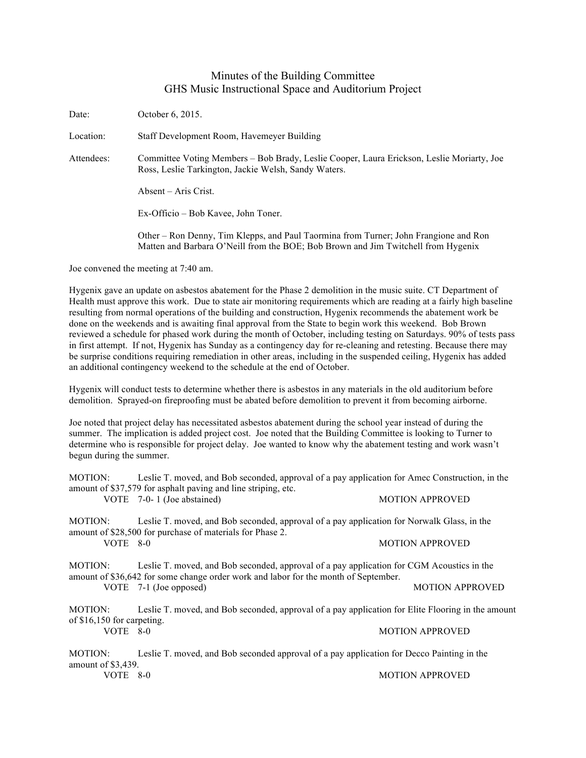# Minutes of the Building Committee
## GHS Music Instructional Space and Auditorium Project

Date: October 6, 2015.

Location: Staff Development Room, Havemeyer Building

Attendees: Committee Voting Members – Bob Brady, Leslie Cooper, Laura Erickson, Leslie Moriarty, Joe Ross, Leslie Tarkington, Jackie Welsh, Sandy Waters.

Absent – Aris Crist.

Ex-Officio – Bob Kavee, John Toner.

Other – Ron Denny, Tim Klepps, and Paul Taormina from Turner; John Frangione and Ron Matten and Barbara O'Neill from the BOE; Bob Brown and Jim Twitchell from Hygenix

Joe convened the meeting at 7:40 am.

Hygenix gave an update on asbestos abatement for the Phase 2 demolition in the music suite. CT Department of Health must approve this work. Due to state air monitoring requirements which are reading at a fairly high baseline resulting from normal operations of the building and construction, Hygenix recommends the abatement work be done on the weekends and is awaiting final approval from the State to begin work this weekend. Bob Brown reviewed a schedule for phased work during the month of October, including testing on Saturdays. 90% of tests pass in first attempt. If not, Hygenix has Sunday as a contingency day for re-cleaning and retesting. Because there may be surprise conditions requiring remediation in other areas, including in the suspended ceiling, Hygenix has added an additional contingency weekend to the schedule at the end of October.

Hygenix will conduct tests to determine whether there is asbestos in any materials in the old auditorium before demolition. Sprayed-on fireproofing must be abated before demolition to prevent it from becoming airborne.

Joe noted that project delay has necessitated asbestos abatement during the school year instead of during the summer. The implication is added project cost. Joe noted that the Building Committee is looking to Turner to determine who is responsible for project delay. Joe wanted to know why the abatement testing and work wasn't begun during the summer.

MOTION: Leslie T. moved, and Bob seconded, approval of a pay application for Amec Construction, in the amount of $37,579 for asphalt paving and line striping, etc.
VOTE 7-0- 1 (Joe abstained) MOTION APPROVED

MOTION: Leslie T. moved, and Bob seconded, approval of a pay application for Norwalk Glass, in the amount of $28,500 for purchase of materials for Phase 2.
VOTE 8-0 MOTION APPROVED

MOTION: Leslie T. moved, and Bob seconded, approval of a pay application for CGM Acoustics in the amount of $36,642 for some change order work and labor for the month of September.
VOTE 7-1 (Joe opposed) MOTION APPROVED

MOTION: Leslie T. moved, and Bob seconded, approval of a pay application for Elite Flooring in the amount of $16,150 for carpeting.
VOTE 8-0 MOTION APPROVED

MOTION: Leslie T. moved, and Bob seconded approval of a pay application for Decco Painting in the amount of $3,439.
VOTE 8-0 MOTION APPROVED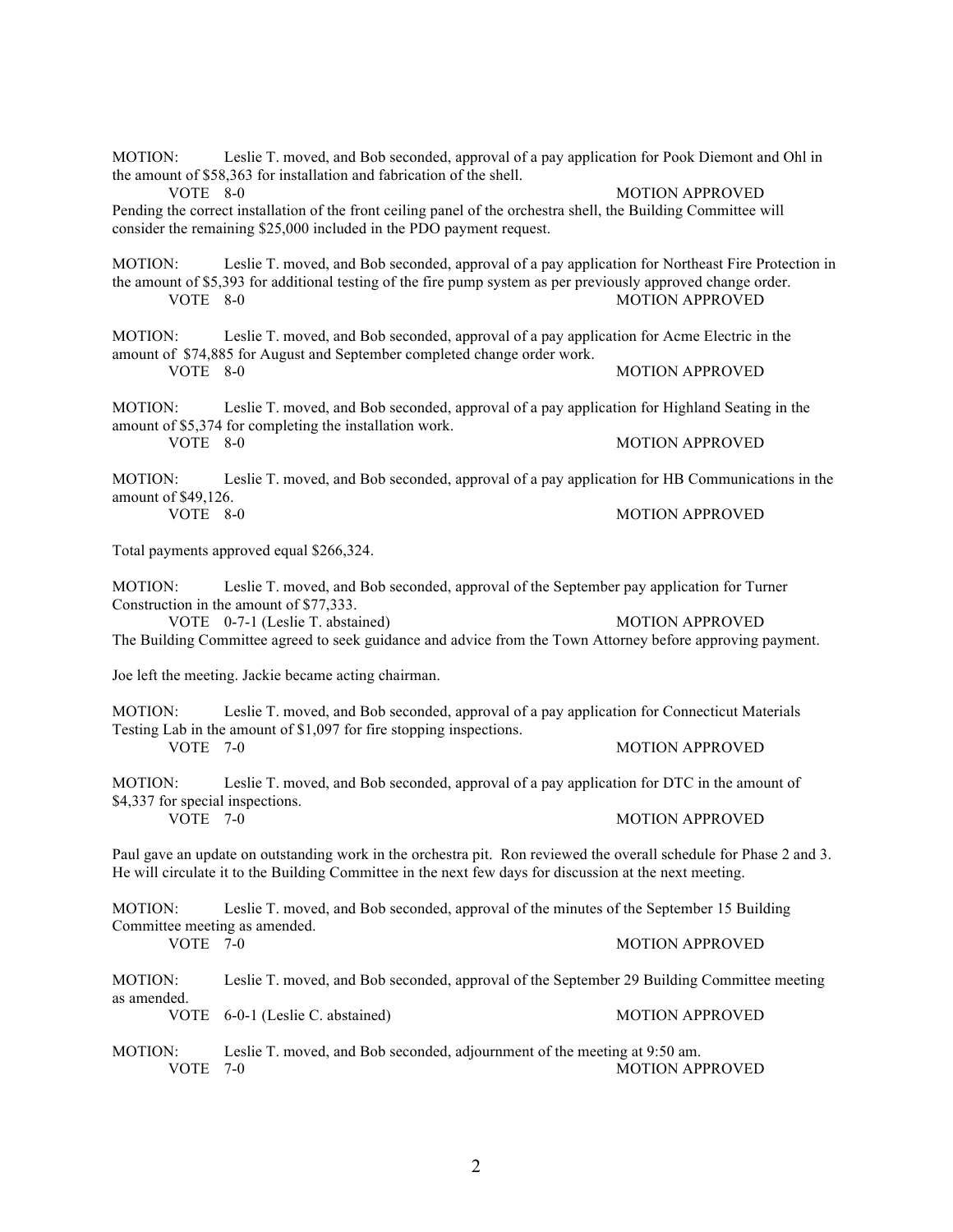MOTION: Leslie T. moved, and Bob seconded, approval of a pay application for Pook Diemont and Ohl in the amount of $58,363 for installation and fabrication of the shell.
VOTE 8-0 MOTION APPROVED
Pending the correct installation of the front ceiling panel of the orchestra shell, the Building Committee will consider the remaining $25,000 included in the PDO payment request.

MOTION: Leslie T. moved, and Bob seconded, approval of a pay application for Northeast Fire Protection in the amount of $5,393 for additional testing of the fire pump system as per previously approved change order.
VOTE 8-0 MOTION APPROVED

MOTION: Leslie T. moved, and Bob seconded, approval of a pay application for Acme Electric in the amount of $74,885 for August and September completed change order work.
VOTE 8-0 MOTION APPROVED

MOTION: Leslie T. moved, and Bob seconded, approval of a pay application for Highland Seating in the amount of $5,374 for completing the installation work.
VOTE 8-0 MOTION APPROVED

MOTION: Leslie T. moved, and Bob seconded, approval of a pay application for HB Communications in the amount of $49,126.
VOTE 8-0 MOTION APPROVED

Total payments approved equal $266,324.

MOTION: Leslie T. moved, and Bob seconded, approval of the September pay application for Turner Construction in the amount of $77,333.
VOTE 0-7-1 (Leslie T. abstained) MOTION APPROVED
The Building Committee agreed to seek guidance and advice from the Town Attorney before approving payment.

Joe left the meeting. Jackie became acting chairman.

MOTION: Leslie T. moved, and Bob seconded, approval of a pay application for Connecticut Materials Testing Lab in the amount of $1,097 for fire stopping inspections.
VOTE 7-0 MOTION APPROVED

MOTION: Leslie T. moved, and Bob seconded, approval of a pay application for DTC in the amount of $4,337 for special inspections.
VOTE 7-0 MOTION APPROVED

Paul gave an update on outstanding work in the orchestra pit. Ron reviewed the overall schedule for Phase 2 and 3. He will circulate it to the Building Committee in the next few days for discussion at the next meeting.

MOTION: Leslie T. moved, and Bob seconded, approval of the minutes of the September 15 Building Committee meeting as amended.
VOTE 7-0 MOTION APPROVED

MOTION: Leslie T. moved, and Bob seconded, approval of the September 29 Building Committee meeting as amended.
VOTE 6-0-1 (Leslie C. abstained) MOTION APPROVED

MOTION: Leslie T. moved, and Bob seconded, adjournment of the meeting at 9:50 am.
VOTE 7-0 MOTION APPROVED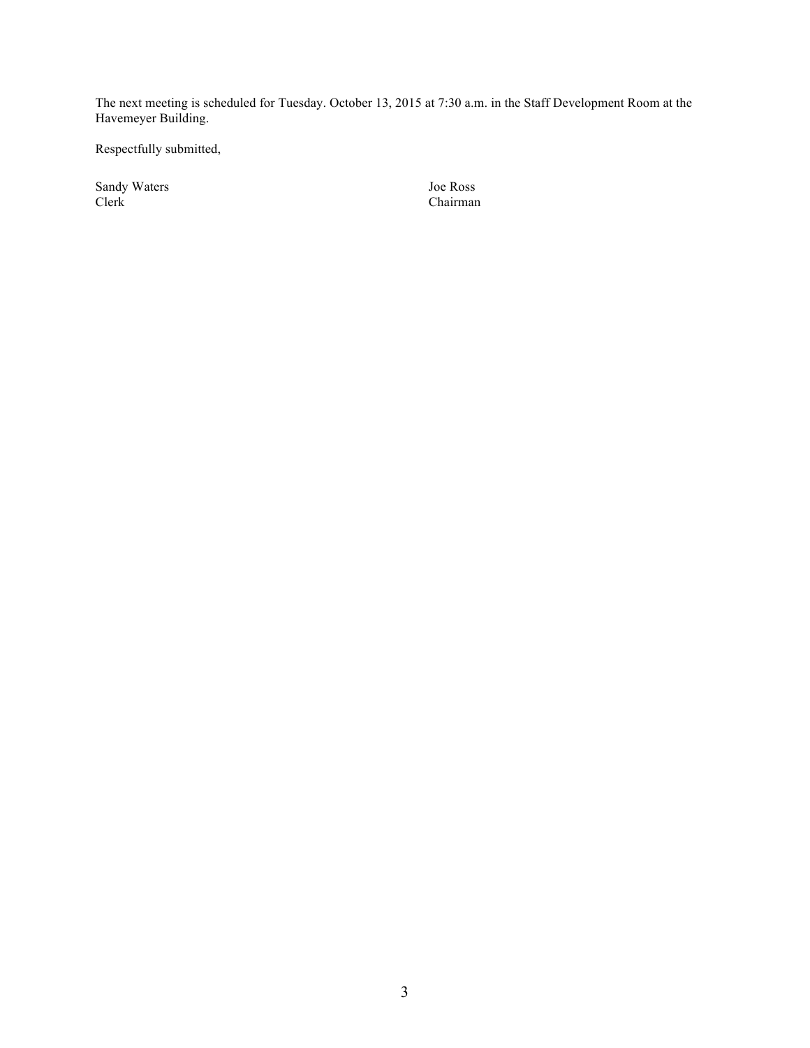The next meeting is scheduled for Tuesday. October 13, 2015 at 7:30 a.m. in the Staff Development Room at the Havemeyer Building.

Respectfully submitted,

| | |
|---|---|
| Sandy Waters | Joe Ross |
| Clerk | Chairman |